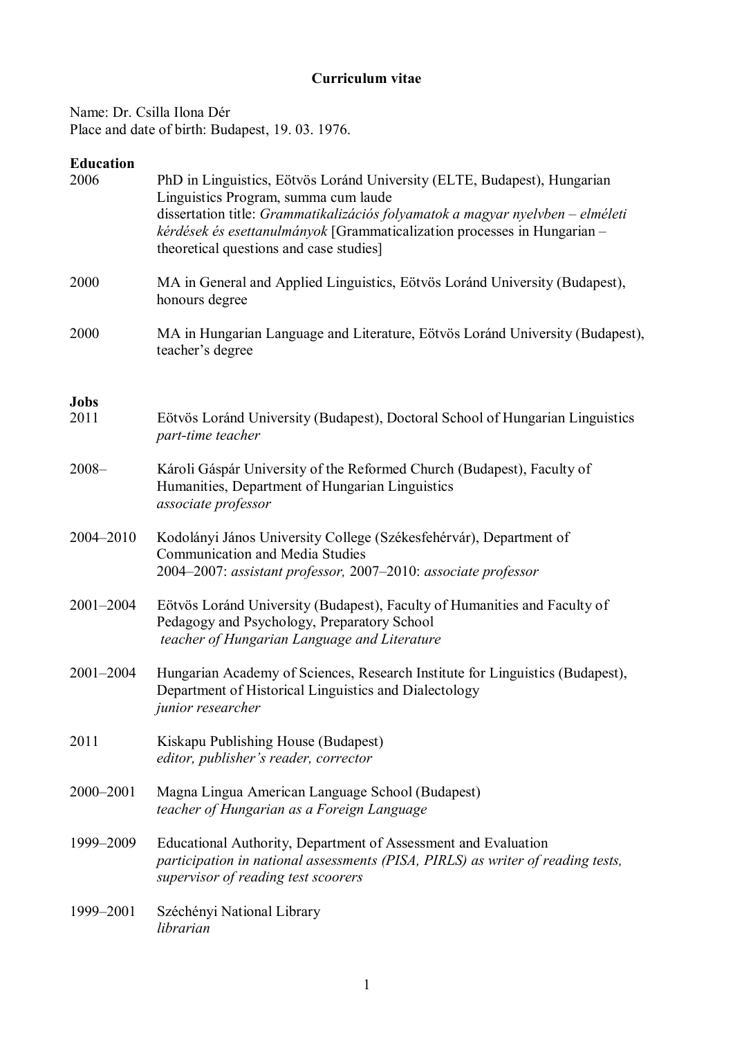# Curriculum vitae

Name: Dr. Csilla Ilona Dér
Place and date of birth: Budapest, 19. 03. 1976.

## Education

**2006** PhD in Linguistics, Eötvös Loránd University (ELTE, Budapest), Hungarian Linguistics Program, summa cum laude
dissertation title: *Grammatikalizációs folyamatok a magyar nyelvben – elméleti kérdések és esettanulmányok* [Grammaticalization processes in Hungarian – theoretical questions and case studies]

**2000** MA in General and Applied Linguistics, Eötvös Loránd University (Budapest), honours degree

**2000** MA in Hungarian Language and Literature, Eötvös Loránd University (Budapest), teacher's degree

## Jobs

**2011** Eötvös Loránd University (Budapest), Doctoral School of Hungarian Linguistics
*part-time teacher*

**2008–** Károli Gáspár University of the Reformed Church (Budapest), Faculty of Humanities, Department of Hungarian Linguistics
*associate professor*

**2004–2010** Kodolányi János University College (Székesfehérvár), Department of Communication and Media Studies
2004–2007: *assistant professor,* 2007–2010: *associate professor*

**2001–2004** Eötvös Loránd University (Budapest), Faculty of Humanities and Faculty of Pedagogy and Psychology, Preparatory School
*teacher of Hungarian Language and Literature*

**2001–2004** Hungarian Academy of Sciences, Research Institute for Linguistics (Budapest), Department of Historical Linguistics and Dialectology
*junior researcher*

**2011** Kiskapu Publishing House (Budapest)
*editor, publisher's reader, corrector*

**2000–2001** Magna Lingua American Language School (Budapest)
*teacher of Hungarian as a Foreign Language*

**1999–2009** Educational Authority, Department of Assessment and Evaluation
*participation in national assessments (PISA, PIRLS) as writer of reading tests, supervisor of reading test scoorers*

**1999–2001** Széchényi National Library
*librarian*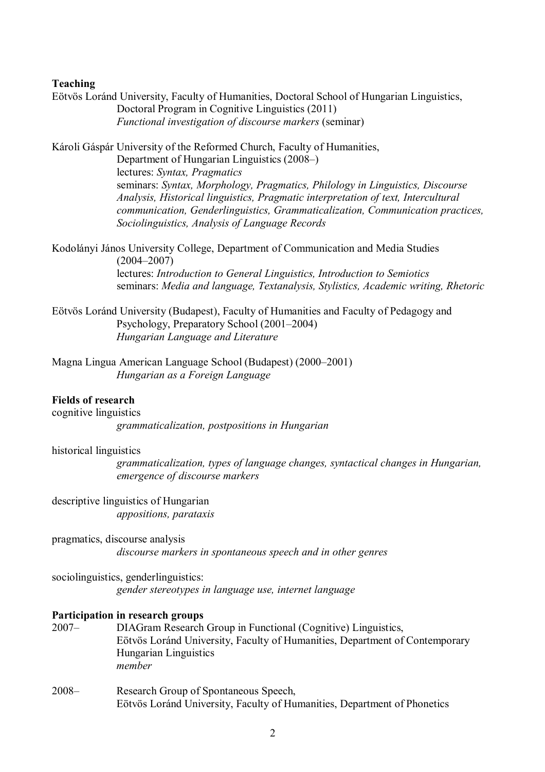**Teaching**

Eötvös Loránd University, Faculty of Humanities, Doctoral School of Hungarian Linguistics,
Doctoral Program in Cognitive Linguistics (2011)
*Functional investigation of discourse markers* (seminar)

Károli Gáspár University of the Reformed Church, Faculty of Humanities,
Department of Hungarian Linguistics (2008–)
lectures: *Syntax, Pragmatics*
seminars: *Syntax, Morphology, Pragmatics, Philology in Linguistics, Discourse Analysis, Historical linguistics, Pragmatic interpretation of text, Intercultural communication, Genderlinguistics, Grammaticalization, Communication practices, Sociolinguistics, Analysis of Language Records*

Kodolányi János University College, Department of Communication and Media Studies (2004–2007)
lectures: *Introduction to General Linguistics, Introduction to Semiotics*
seminars: *Media and language, Textanalysis, Stylistics, Academic writing, Rhetoric*

Eötvös Loránd University (Budapest), Faculty of Humanities and Faculty of Pedagogy and Psychology, Preparatory School (2001–2004)
*Hungarian Language and Literature*

Magna Lingua American Language School (Budapest) (2000–2001)
*Hungarian as a Foreign Language*

**Fields of research**

cognitive linguistics
*grammaticalization, postpositions in Hungarian*

historical linguistics
*grammaticalization, types of language changes, syntactical changes in Hungarian, emergence of discourse markers*

descriptive linguistics of Hungarian
*appositions, parataxis*

pragmatics, discourse analysis
*discourse markers in spontaneous speech and in other genres*

sociolinguistics, genderlinguistics:
*gender stereotypes in language use, internet language*

**Participation in research groups**

2007– DIAGram Research Group in Functional (Cognitive) Linguistics,
Eötvös Loránd University, Faculty of Humanities, Department of Contemporary Hungarian Linguistics
*member*

2008– Research Group of Spontaneous Speech,
Eötvös Loránd University, Faculty of Humanities, Department of Phonetics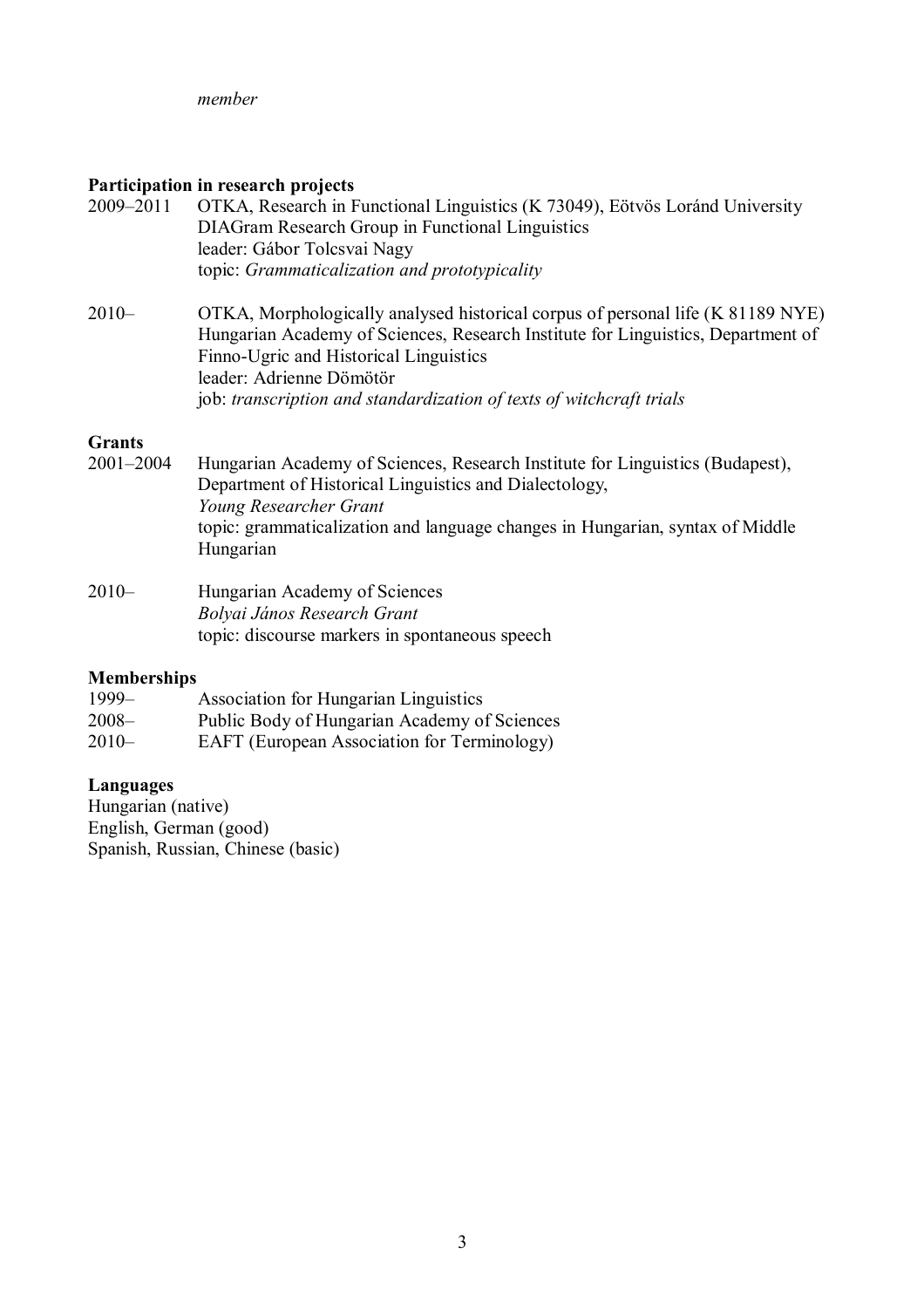*member*

**Participation in research projects**

2009–2011 OTKA, Research in Functional Linguistics (K 73049), Eötvös Loránd University
DIAGram Research Group in Functional Linguistics
leader: Gábor Tolcsvai Nagy
topic: *Grammaticalization and prototypicality*

2010– OTKA, Morphologically analysed historical corpus of personal life (K 81189 NYE)
Hungarian Academy of Sciences, Research Institute for Linguistics, Department of Finno-Ugric and Historical Linguistics
leader: Adrienne Dömötör
job: *transcription and standardization of texts of witchcraft trials*

**Grants**

2001–2004 Hungarian Academy of Sciences, Research Institute for Linguistics (Budapest), Department of Historical Linguistics and Dialectology,
*Young Researcher Grant*
topic: grammaticalization and language changes in Hungarian, syntax of Middle Hungarian

2010– Hungarian Academy of Sciences
*Bolyai János Research Grant*
topic: discourse markers in spontaneous speech

**Memberships**

1999– Association for Hungarian Linguistics
2008– Public Body of Hungarian Academy of Sciences
2010– EAFT (European Association for Terminology)

**Languages**

Hungarian (native)
English, German (good)
Spanish, Russian, Chinese (basic)